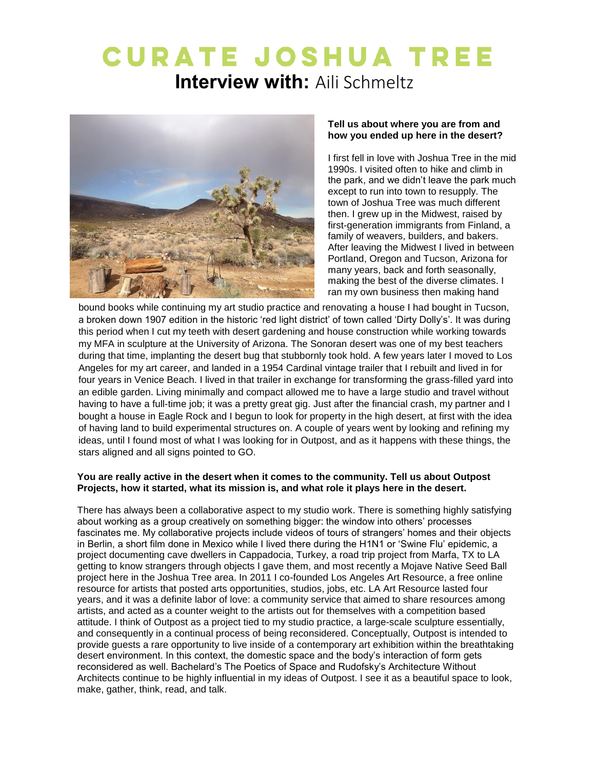# CURATE JOSHUA TREE

## **Interview with:** Aili Schmeltz

**Tell us about where you are from and how you ended up here in the desert?**

I first fell in love with Joshua Tree in the mid 1990s. I visited often to hike and climb in the park, and we didn't leave the park much except to run into town to resupply. The town of Joshua Tree was much different then. I grew up in the Midwest, raised by first-generation immigrants from Finland, a family of weavers, builders, and bakers. After leaving the Midwest I lived in between Portland, Oregon and Tucson, Arizona for many years, back and forth seasonally, making the best of the diverse climates. I ran my own business then making hand bound books while continuing my art studio practice and renovating a house I had bought in Tucson, a broken down 1907 edition in the historic 'red light district' of town called 'Dirty Dolly's'. It was during this period when I cut my teeth with desert gardening and house construction while working towards my MFA in sculpture at the University of Arizona. The Sonoran desert was one of my best teachers during that time, implanting the desert bug that stubbornly took hold. A few years later I moved to Los Angeles for my art career, and landed in a 1954 Cardinal vintage trailer that I rebuilt and lived in for four years in Venice Beach. I lived in that trailer in exchange for transforming the grass-filled yard into an edible garden. Living minimally and compact allowed me to have a large studio and travel without having to have a full-time job; it was a pretty great gig. Just after the financial crash, my partner and I bought a house in Eagle Rock and I begun to look for property in the high desert, at first with the idea of having land to build experimental structures on. A couple of years went by looking and refining my ideas, until I found most of what I was looking for in Outpost, and as it happens with these things, the stars aligned and all signs pointed to GO.

**You are really active in the desert when it comes to the community. Tell us about Outpost Projects, how it started, what its mission is, and what role it plays here in the desert.**

There has always been a collaborative aspect to my studio work. There is something highly satisfying about working as a group creatively on something bigger: the window into others' processes fascinates me. My collaborative projects include videos of tours of strangers' homes and their objects in Berlin, a short film done in Mexico while I lived there during the H1N1 or 'Swine Flu' epidemic, a project documenting cave dwellers in Cappadocia, Turkey, a road trip project from Marfa, TX to LA getting to know strangers through objects I gave them, and most recently a Mojave Native Seed Ball project here in the Joshua Tree area. In 2011 I co-founded Los Angeles Art Resource, a free online resource for artists that posted arts opportunities, studios, jobs, etc. LA Art Resource lasted four years, and it was a definite labor of love: a community service that aimed to share resources among artists, and acted as a counter weight to the artists out for themselves with a competition based attitude. I think of Outpost as a project tied to my studio practice, a large-scale sculpture essentially, and consequently in a continual process of being reconsidered. Conceptually, Outpost is intended to provide guests a rare opportunity to live inside of a contemporary art exhibition within the breathtaking desert environment. In this context, the domestic space and the body's interaction of form gets reconsidered as well. Bachelard's The Poetics of Space and Rudofsky's Architecture Without Architects continue to be highly influential in my ideas of Outpost. I see it as a beautiful space to look, make, gather, think, read, and talk.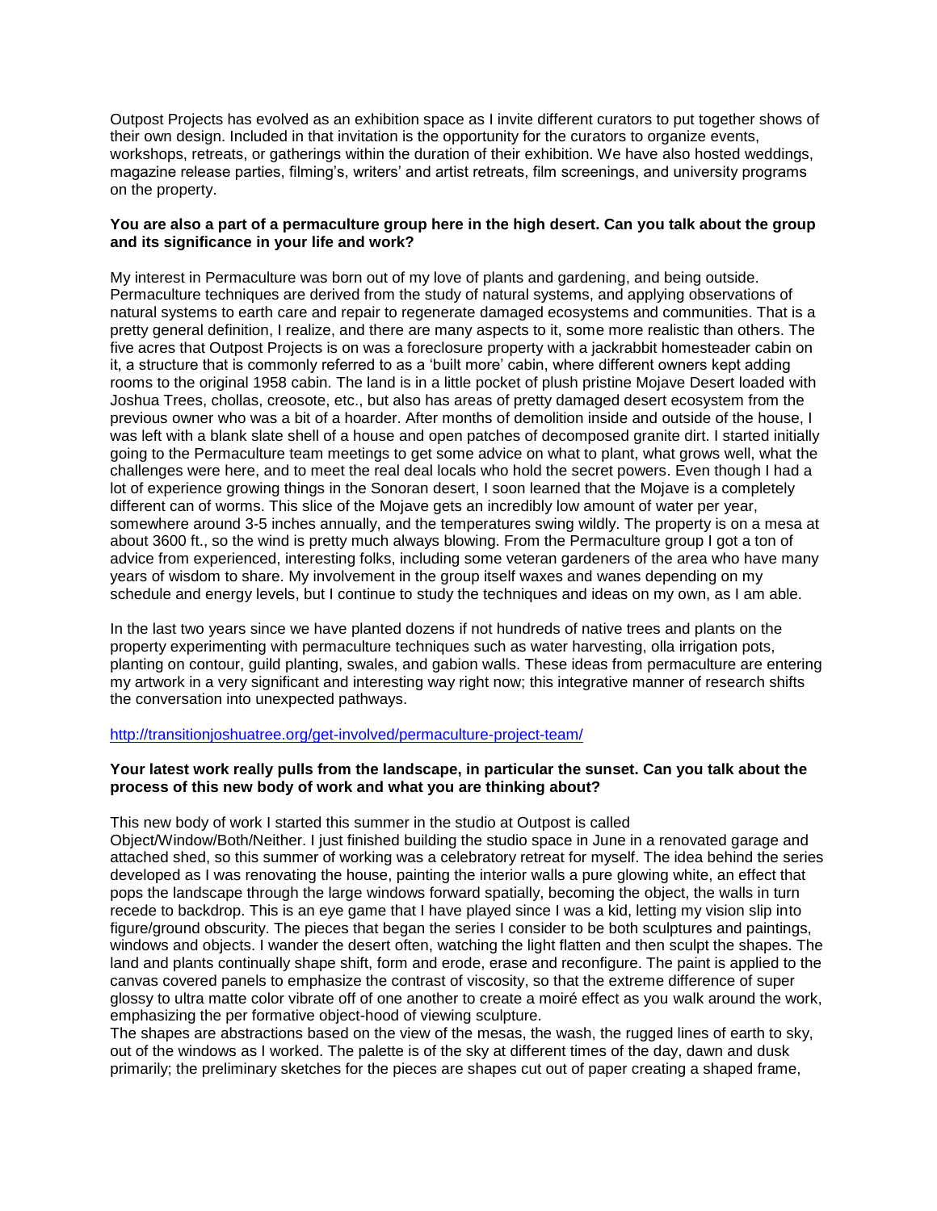Outpost Projects has evolved as an exhibition space as I invite different curators to put together shows of their own design. Included in that invitation is the opportunity for the curators to organize events, workshops, retreats, or gatherings within the duration of their exhibition. We have also hosted weddings, magazine release parties, filming's, writers' and artist retreats, film screenings, and university programs on the property.

**You are also a part of a permaculture group here in the high desert. Can you talk about the group and its significance in your life and work?**

My interest in Permaculture was born out of my love of plants and gardening, and being outside. Permaculture techniques are derived from the study of natural systems, and applying observations of natural systems to earth care and repair to regenerate damaged ecosystems and communities. That is a pretty general definition, I realize, and there are many aspects to it, some more realistic than others. The five acres that Outpost Projects is on was a foreclosure property with a jackrabbit homesteader cabin on it, a structure that is commonly referred to as a 'built more' cabin, where different owners kept adding rooms to the original 1958 cabin. The land is in a little pocket of plush pristine Mojave Desert loaded with Joshua Trees, chollas, creosote, etc., but also has areas of pretty damaged desert ecosystem from the previous owner who was a bit of a hoarder. After months of demolition inside and outside of the house, I was left with a blank slate shell of a house and open patches of decomposed granite dirt. I started initially going to the Permaculture team meetings to get some advice on what to plant, what grows well, what the challenges were here, and to meet the real deal locals who hold the secret powers. Even though I had a lot of experience growing things in the Sonoran desert, I soon learned that the Mojave is a completely different can of worms. This slice of the Mojave gets an incredibly low amount of water per year, somewhere around 3-5 inches annually, and the temperatures swing wildly. The property is on a mesa at about 3600 ft., so the wind is pretty much always blowing. From the Permaculture group I got a ton of advice from experienced, interesting folks, including some veteran gardeners of the area who have many years of wisdom to share. My involvement in the group itself waxes and wanes depending on my schedule and energy levels, but I continue to study the techniques and ideas on my own, as I am able.

In the last two years since we have planted dozens if not hundreds of native trees and plants on the property experimenting with permaculture techniques such as water harvesting, olla irrigation pots, planting on contour, guild planting, swales, and gabion walls. These ideas from permaculture are entering my artwork in a very significant and interesting way right now; this integrative manner of research shifts the conversation into unexpected pathways.

http://transitionjoshuatree.org/get-involved/permaculture-project-team/

**Your latest work really pulls from the landscape, in particular the sunset. Can you talk about the process of this new body of work and what you are thinking about?**

This new body of work I started this summer in the studio at Outpost is called Object/Window/Both/Neither. I just finished building the studio space in June in a renovated garage and attached shed, so this summer of working was a celebratory retreat for myself. The idea behind the series developed as I was renovating the house, painting the interior walls a pure glowing white, an effect that pops the landscape through the large windows forward spatially, becoming the object, the walls in turn recede to backdrop. This is an eye game that I have played since I was a kid, letting my vision slip into figure/ground obscurity. The pieces that began the series I consider to be both sculptures and paintings, windows and objects. I wander the desert often, watching the light flatten and then sculpt the shapes. The land and plants continually shape shift, form and erode, erase and reconfigure. The paint is applied to the canvas covered panels to emphasize the contrast of viscosity, so that the extreme difference of super glossy to ultra matte color vibrate off of one another to create a moiré effect as you walk around the work, emphasizing the per formative object-hood of viewing sculpture.

The shapes are abstractions based on the view of the mesas, the wash, the rugged lines of earth to sky, out of the windows as I worked. The palette is of the sky at different times of the day, dawn and dusk primarily; the preliminary sketches for the pieces are shapes cut out of paper creating a shaped frame,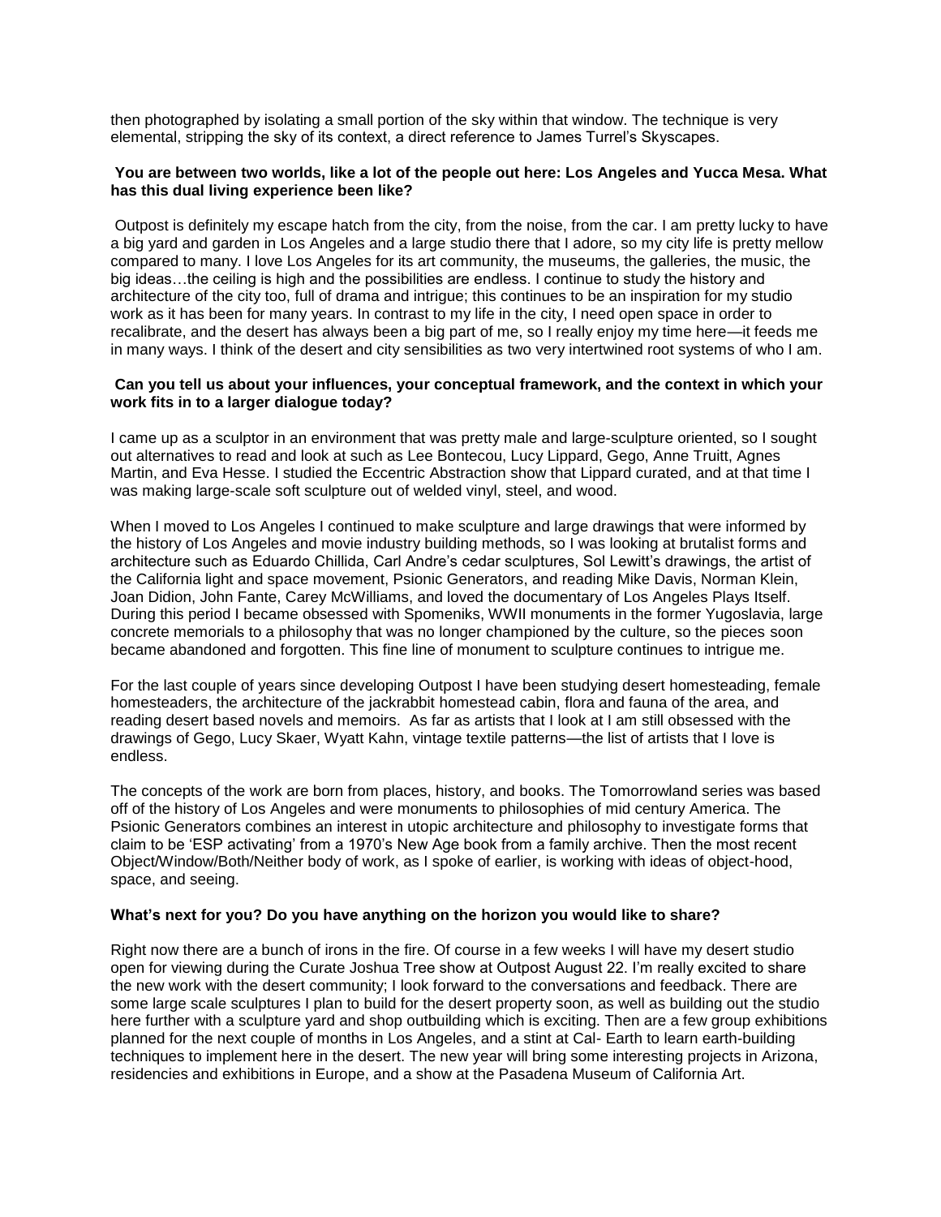then photographed by isolating a small portion of the sky within that window. The technique is very elemental, stripping the sky of its context, a direct reference to James Turrel's Skyscapes.

**You are between two worlds, like a lot of the people out here: Los Angeles and Yucca Mesa. What has this dual living experience been like?**

Outpost is definitely my escape hatch from the city, from the noise, from the car. I am pretty lucky to have a big yard and garden in Los Angeles and a large studio there that I adore, so my city life is pretty mellow compared to many. I love Los Angeles for its art community, the museums, the galleries, the music, the big ideas…the ceiling is high and the possibilities are endless. I continue to study the history and architecture of the city too, full of drama and intrigue; this continues to be an inspiration for my studio work as it has been for many years. In contrast to my life in the city, I need open space in order to recalibrate, and the desert has always been a big part of me, so I really enjoy my time here—it feeds me in many ways. I think of the desert and city sensibilities as two very intertwined root systems of who I am.

**Can you tell us about your influences, your conceptual framework, and the context in which your work fits in to a larger dialogue today?**

I came up as a sculptor in an environment that was pretty male and large-sculpture oriented, so I sought out alternatives to read and look at such as Lee Bontecou, Lucy Lippard, Gego, Anne Truitt, Agnes Martin, and Eva Hesse. I studied the Eccentric Abstraction show that Lippard curated, and at that time I was making large-scale soft sculpture out of welded vinyl, steel, and wood.

When I moved to Los Angeles I continued to make sculpture and large drawings that were informed by the history of Los Angeles and movie industry building methods, so I was looking at brutalist forms and architecture such as Eduardo Chillida, Carl Andre's cedar sculptures, Sol Lewitt's drawings, the artist of the California light and space movement, Psionic Generators, and reading Mike Davis, Norman Klein, Joan Didion, John Fante, Carey McWilliams, and loved the documentary of Los Angeles Plays Itself. During this period I became obsessed with Spomeniks, WWII monuments in the former Yugoslavia, large concrete memorials to a philosophy that was no longer championed by the culture, so the pieces soon became abandoned and forgotten. This fine line of monument to sculpture continues to intrigue me.

For the last couple of years since developing Outpost I have been studying desert homesteading, female homesteaders, the architecture of the jackrabbit homestead cabin, flora and fauna of the area, and reading desert based novels and memoirs. As far as artists that I look at I am still obsessed with the drawings of Gego, Lucy Skaer, Wyatt Kahn, vintage textile patterns—the list of artists that I love is endless.

The concepts of the work are born from places, history, and books. The Tomorrowland series was based off of the history of Los Angeles and were monuments to philosophies of mid century America. The Psionic Generators combines an interest in utopic architecture and philosophy to investigate forms that claim to be 'ESP activating' from a 1970's New Age book from a family archive. Then the most recent Object/Window/Both/Neither body of work, as I spoke of earlier, is working with ideas of object-hood, space, and seeing.

**What's next for you? Do you have anything on the horizon you would like to share?**

Right now there are a bunch of irons in the fire. Of course in a few weeks I will have my desert studio open for viewing during the Curate Joshua Tree show at Outpost August 22. I'm really excited to share the new work with the desert community; I look forward to the conversations and feedback. There are some large scale sculptures I plan to build for the desert property soon, as well as building out the studio here further with a sculpture yard and shop outbuilding which is exciting. Then are a few group exhibitions planned for the next couple of months in Los Angeles, and a stint at Cal- Earth to learn earth-building techniques to implement here in the desert. The new year will bring some interesting projects in Arizona, residencies and exhibitions in Europe, and a show at the Pasadena Museum of California Art.